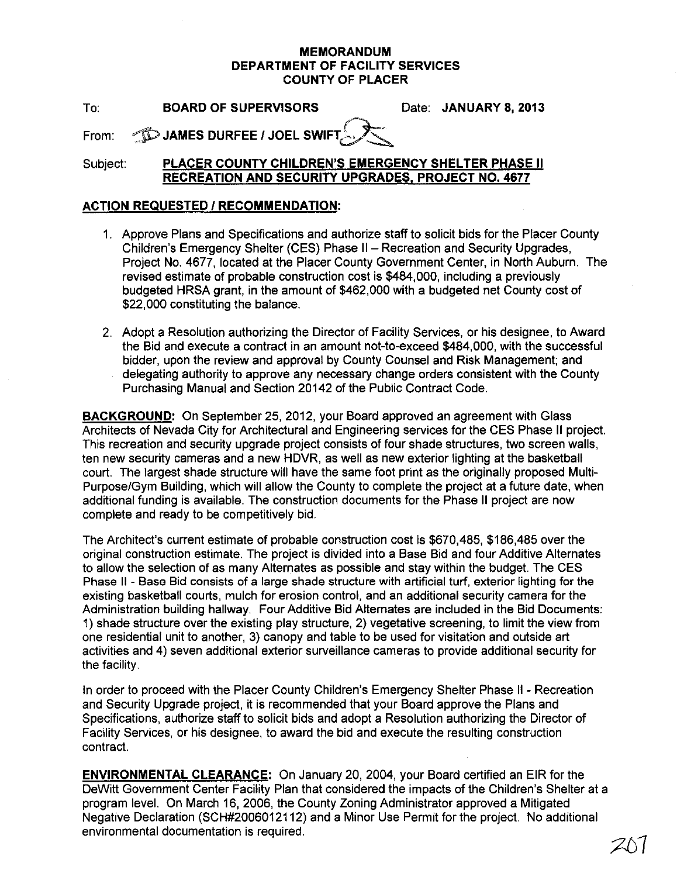# MEMORANDUM
## DEPARTMENT OF FACILITY SERVICES
## COUNTY OF PLACER

To: **BOARD OF SUPERVISORS** Date: **JANUARY 8, 2013**

From: **JAMES DURFEE / JOEL SWIFT**

Subject: **PLACER COUNTY CHILDREN'S EMERGENCY SHELTER PHASE II RECREATION AND SECURITY UPGRADES, PROJECT NO. 4677**

**ACTION REQUESTED / RECOMMENDATION:**

1. Approve Plans and Specifications and authorize staff to solicit bids for the Placer County Children's Emergency Shelter (CES) Phase II – Recreation and Security Upgrades, Project No. 4677, located at the Placer County Government Center, in North Auburn. The revised estimate of probable construction cost is $484,000, including a previously budgeted HRSA grant, in the amount of $462,000 with a budgeted net County cost of $22,000 constituting the balance.

2. Adopt a Resolution authorizing the Director of Facility Services, or his designee, to Award the Bid and execute a contract in an amount not-to-exceed $484,000, with the successful bidder, upon the review and approval by County Counsel and Risk Management; and delegating authority to approve any necessary change orders consistent with the County Purchasing Manual and Section 20142 of the Public Contract Code.

**BACKGROUND:** On September 25, 2012, your Board approved an agreement with Glass Architects of Nevada City for Architectural and Engineering services for the CES Phase II project. This recreation and security upgrade project consists of four shade structures, two screen walls, ten new security cameras and a new HDVR, as well as new exterior lighting at the basketball court. The largest shade structure will have the same foot print as the originally proposed Multi-Purpose/Gym Building, which will allow the County to complete the project at a future date, when additional funding is available. The construction documents for the Phase II project are now complete and ready to be competitively bid.

The Architect's current estimate of probable construction cost is $670,485, $186,485 over the original construction estimate. The project is divided into a Base Bid and four Additive Alternates to allow the selection of as many Alternates as possible and stay within the budget. The CES Phase II - Base Bid consists of a large shade structure with artificial turf, exterior lighting for the existing basketball courts, mulch for erosion control, and an additional security camera for the Administration building hallway. Four Additive Bid Alternates are included in the Bid Documents: 1) shade structure over the existing play structure, 2) vegetative screening, to limit the view from one residential unit to another, 3) canopy and table to be used for visitation and outside art activities and 4) seven additional exterior surveillance cameras to provide additional security for the facility.

In order to proceed with the Placer County Children's Emergency Shelter Phase II - Recreation and Security Upgrade project, it is recommended that your Board approve the Plans and Specifications, authorize staff to solicit bids and adopt a Resolution authorizing the Director of Facility Services, or his designee, to award the bid and execute the resulting construction contract.

**ENVIRONMENTAL CLEARANCE:** On January 20, 2004, your Board certified an EIR for the DeWitt Government Center Facility Plan that considered the impacts of the Children's Shelter at a program level. On March 16, 2006, the County Zoning Administrator approved a Mitigated Negative Declaration (SCH#2006012112) and a Minor Use Permit for the project. No additional environmental documentation is required.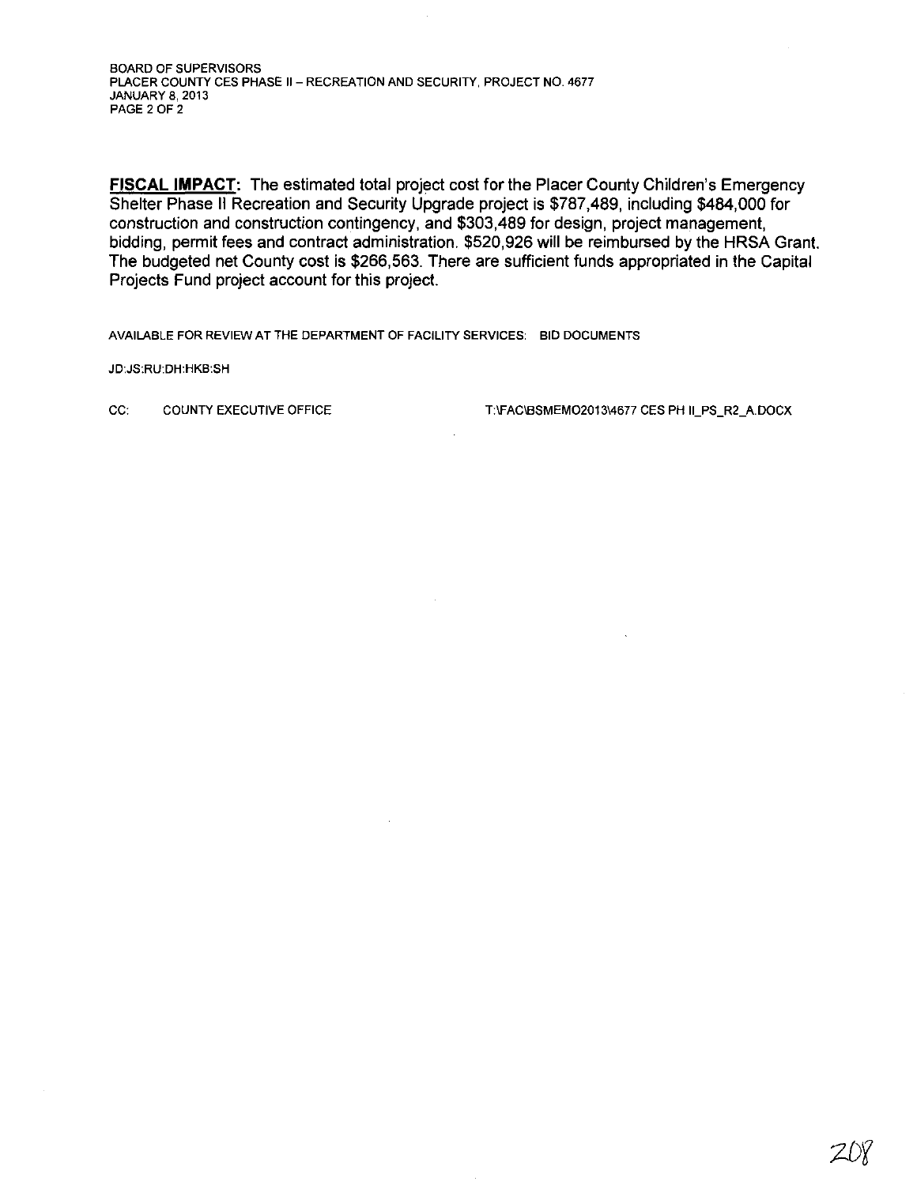**FISCAL IMPACT:** The estimated total project cost for the Placer County Children's Emergency Shelter Phase II Recreation and Security Upgrade project is $787,489, including $484,000 for construction and construction contingency, and $303,489 for design, project management, bidding, permit fees and contract administration. $520,926 will be reimbursed by the HRSA Grant. The budgeted net County cost is $266,563. There are sufficient funds appropriated in the Capital Projects Fund project account for this project.

AVAILABLE FOR REVIEW AT THE DEPARTMENT OF FACILITY SERVICES: BID DOCUMENTS

JD:JS:RU:DH:HKB:SH

CC: COUNTY EXECUTIVE OFFICE

T:\FAC\BSMEMO2013\4677 CES PH II_PS_R2_A.DOCX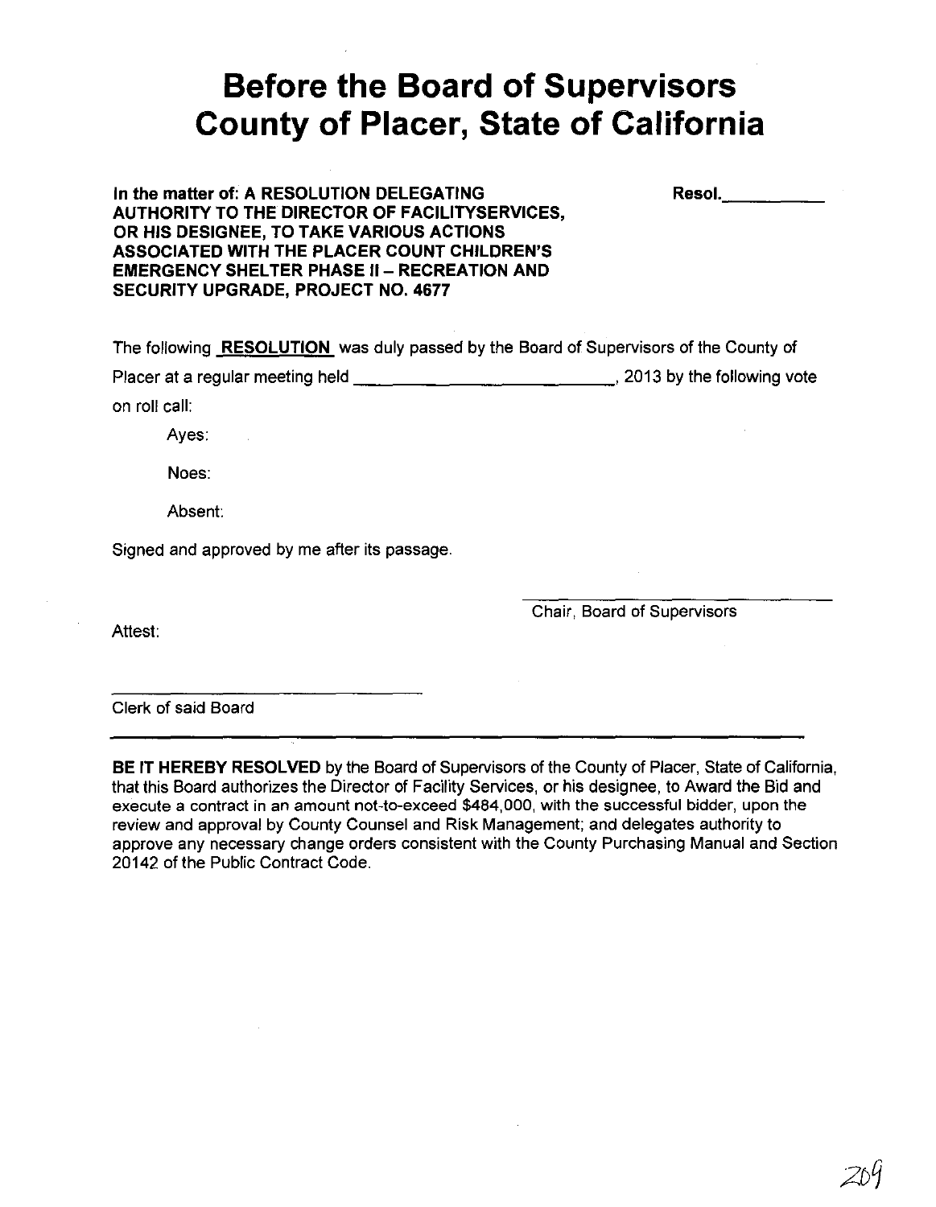# Before the Board of Supervisors County of Placer, State of California

**In the matter of: A RESOLUTION DELEGATING AUTHORITY TO THE DIRECTOR OF FACILITYSERVICES, OR HIS DESIGNEE, TO TAKE VARIOUS ACTIONS ASSOCIATED WITH THE PLACER COUNT CHILDREN'S EMERGENCY SHELTER PHASE II – RECREATION AND SECURITY UPGRADE, PROJECT NO. 4677**

**Resol.**\_\_\_\_\_\_\_\_\_\_

The following **RESOLUTION** was duly passed by the Board of Supervisors of the County of Placer at a regular meeting held \_\_\_\_\_\_\_\_\_\_\_\_\_\_\_\_\_\_\_\_\_\_\_\_\_\_\_\_\_\_, 2013 by the following vote on roll call:

Ayes:

Noes:

Absent:

Signed and approved by me after its passage.

\_\_\_\_\_\_\_\_\_\_\_\_\_\_\_\_\_\_\_\_\_\_\_\_\_\_\_\_\_\_
Chair, Board of Supervisors

Attest:

\_\_\_\_\_\_\_\_\_\_\_\_\_\_\_\_\_\_\_\_\_\_\_\_\_\_\_\_\_\_
Clerk of said Board

---

**BE IT HEREBY RESOLVED** by the Board of Supervisors of the County of Placer, State of California, that this Board authorizes the Director of Facility Services, or his designee, to Award the Bid and execute a contract in an amount not-to-exceed $484,000, with the successful bidder, upon the review and approval by County Counsel and Risk Management; and delegates authority to approve any necessary change orders consistent with the County Purchasing Manual and Section 20142 of the Public Contract Code.